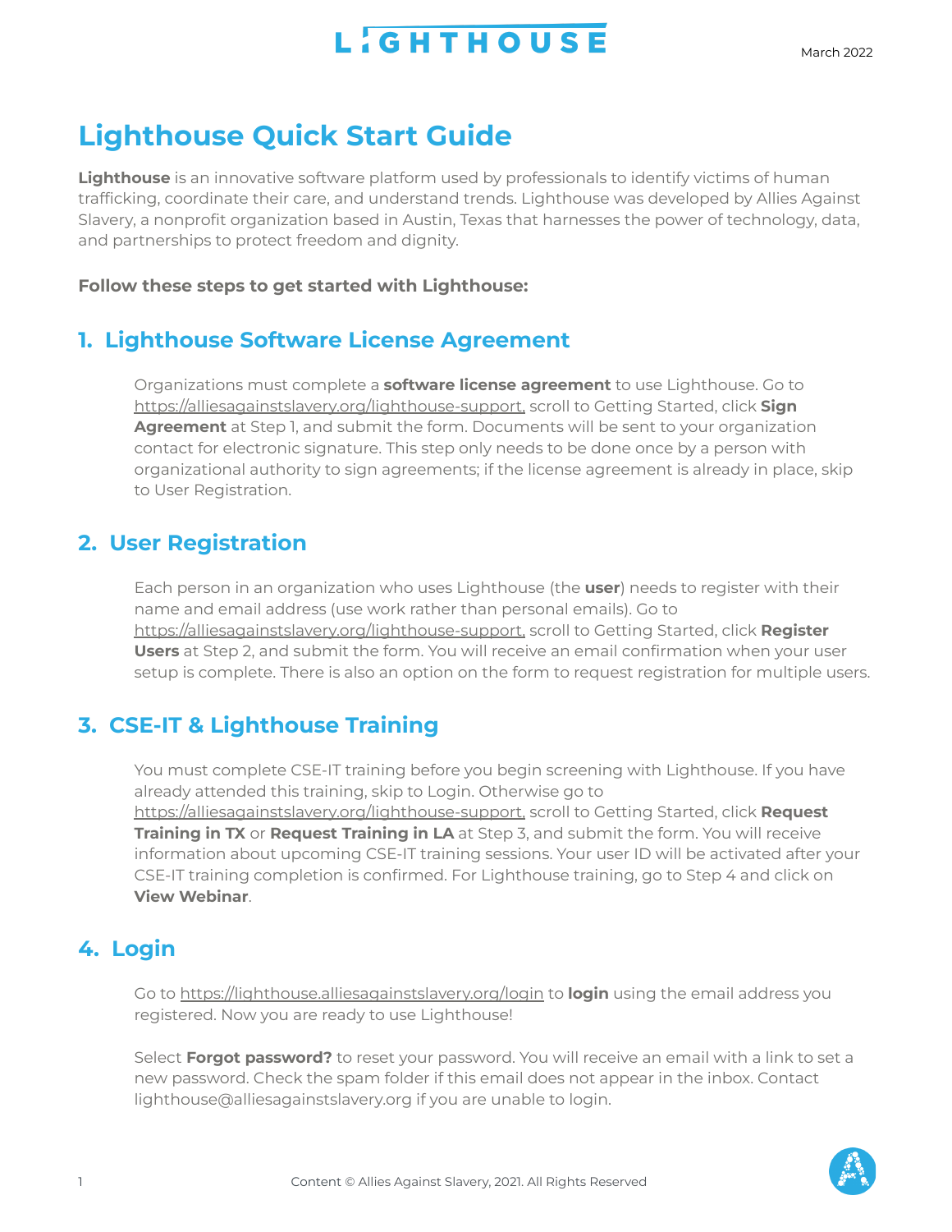LIGHTHOUSE

March 2022

# Lighthouse Quick Start Guide

**Lighthouse** is an innovative software platform used by professionals to identify victims of human trafficking, coordinate their care, and understand trends. Lighthouse was developed by Allies Against Slavery, a nonprofit organization based in Austin, Texas that harnesses the power of technology, data, and partnerships to protect freedom and dignity.

**Follow these steps to get started with Lighthouse:**

## 1. Lighthouse Software License Agreement

Organizations must complete a **software license agreement** to use Lighthouse. Go to https://alliesagainstslavery.org/lighthouse-support, scroll to Getting Started, click **Sign Agreement** at Step 1, and submit the form. Documents will be sent to your organization contact for electronic signature. This step only needs to be done once by a person with organizational authority to sign agreements; if the license agreement is already in place, skip to User Registration.

## 2. User Registration

Each person in an organization who uses Lighthouse (the **user**) needs to register with their name and email address (use work rather than personal emails). Go to https://alliesagainstslavery.org/lighthouse-support, scroll to Getting Started, click **Register Users** at Step 2, and submit the form. You will receive an email confirmation when your user setup is complete. There is also an option on the form to request registration for multiple users.

## 3. CSE-IT & Lighthouse Training

You must complete CSE-IT training before you begin screening with Lighthouse. If you have already attended this training, skip to Login. Otherwise go to https://alliesagainstslavery.org/lighthouse-support, scroll to Getting Started, click **Request Training in TX** or **Request Training in LA** at Step 3, and submit the form. You will receive information about upcoming CSE-IT training sessions. Your user ID will be activated after your CSE-IT training completion is confirmed. For Lighthouse training, go to Step 4 and click on **View Webinar**.

## 4. Login

Go to https://lighthouse.alliesagainstslavery.org/login to **login** using the email address you registered. Now you are ready to use Lighthouse!

Select **Forgot password?** to reset your password. You will receive an email with a link to set a new password. Check the spam folder if this email does not appear in the inbox. Contact lighthouse@alliesagainstslavery.org if you are unable to login.

Content © Allies Against Slavery, 2021. All Rights Reserved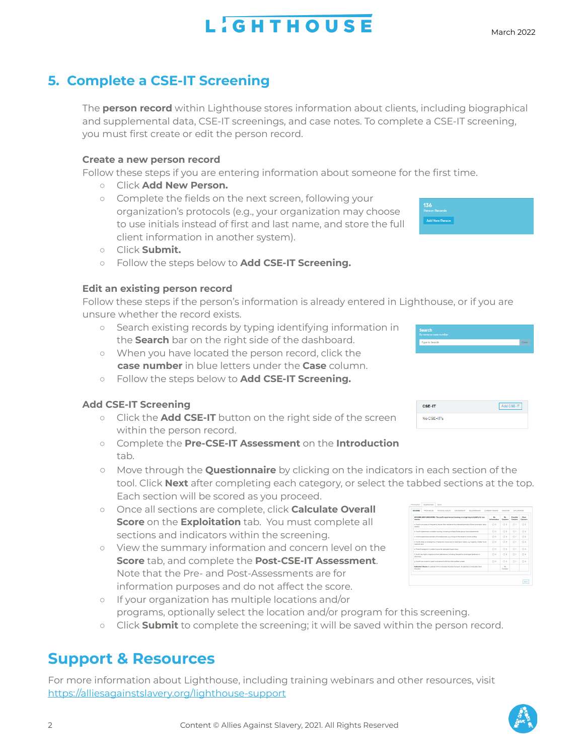## 5. Complete a CSE-IT Screening

The **person record** within Lighthouse stores information about clients, including biographical and supplemental data, CSE-IT screenings, and case notes. To complete a CSE-IT screening, you must first create or edit the person record.

**Create a new person record**
Follow these steps if you are entering information about someone for the first time.

- Click **Add New Person.**
- Complete the fields on the next screen, following your organization's protocols (e.g., your organization may choose to use initials instead of first and last name, and store the full client information in another system).
- Click **Submit.**
- Follow the steps below to **Add CSE-IT Screening.**

**Edit an existing person record**
Follow these steps if the person's information is already entered in Lighthouse, or if you are unsure whether the record exists.

- Search existing records by typing identifying information in the **Search** bar on the right side of the dashboard.
- When you have located the person record, click the **case number** in blue letters under the **Case** column.
- Follow the steps below to **Add CSE-IT Screening.**

**Add CSE-IT Screening**

- Click the **Add CSE-IT** button on the right side of the screen within the person record.
- Complete the **Pre-CSE-IT Assessment** on the **Introduction** tab.
- Move through the **Questionnaire** by clicking on the indicators in each section of the tool. Click **Next** after completing each category, or select the tabbed sections at the top. Each section will be scored as you proceed.
- Once all sections are complete, click **Calculate Overall Score** on the **Exploitation** tab. You must complete all sections and indicators within the screening.
- View the summary information and concern level on the **Score** tab, and complete the **Post-CSE-IT Assessment**. Note that the Pre- and Post-Assessments are for information purposes and do not affect the score.
- If your organization has multiple locations and/or programs, optionally select the location and/or program for this screening.
- Click **Submit** to complete the screening; it will be saved within the person record.

## Support & Resources

For more information about Lighthouse, including training webinars and other resources, visit https://alliesagainstslavery.org/lighthouse-support